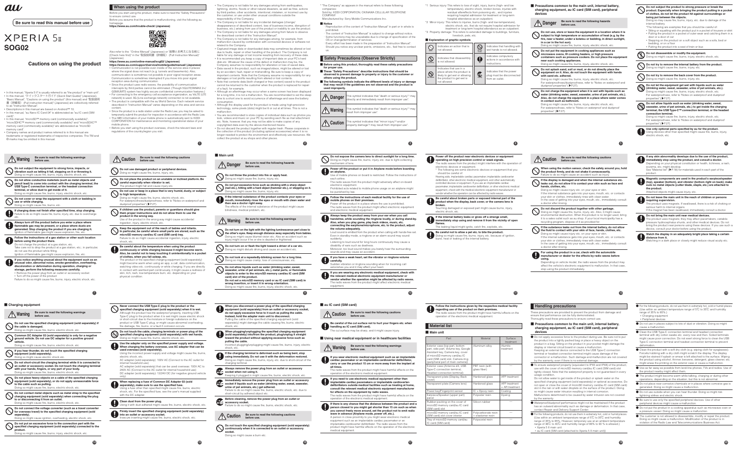au

**Be sure to read this manual before use**

# XPERIA 5 II
# SOG02

## Cautions on using the product

- In this manual, "Xperia 5 II" is usually referred to as "the product" or "main unit".
- In this manual, "クイックスタートガイド (Quick Start Guide)" (Japanese), "Basic Manual", "Cautions on using the product" (this manual) and "取扱説明書 (詳細版) (Full Instruction Manual)" (Japanese) are collectively referred to as "Instruction Manual".
- Descriptions in this manual are based on Android™ 10.
- In this manual, "au Nano IC Card 04" is abbreviated as "au IC card (SIM card)".
- In this manual, "microSD™ memory card (commercially available)", "microSDHC™ memory card (commercially available)" and "microSDXC™ memory card (commercially available)" are abbreviated as "microSD memory card".
- Company names and product names referred to in this manual are trademarks or registered trademarks of respective companies. The TM and ® marks may be omitted in this manual.

## When using the product

Before you start using the product, make sure to read the "Safety Precautions" to ensure correct use.
Before you assume that the product is malfunctioning, visit the following au homepage.
**https://www.au.com/trouble-check/ (Japanese)**

Also refer to the "Online Manual" (Japanese) or "故障とお考えになる前に (Check here first)" in the "取扱説明書 (詳細版) (Full Instruction Manual)" (Japanese).
**https://www.au.com/online-manual/sog02/ (Japanese)**
**https://www.au.com/support/service/mobile/guide/manual/ (Japanese)**

- Communication is not possible even inside of the service area in places where the signal does not reach (e.g. tunnels and basements). Also, communication is sometimes not possible in poor signal reception areas. Communication is sometimes interrupted if you move into poor signal reception area during communication.
- Since the product uses radio waves, the possibility of communication intercepts by third parties cannot be eliminated. (Though 5G/LTE/WiMAX 2+/GSM/UMTS system has highly secure confidential communication features.)
- For connecting to the emergency call acceptance organization, au VoLTE (LTE network) is used. 3G (Line exchange network) connection is not available.
- The product is compatible with the au World Service. Each network service described in "Instruction Manual" varies depending on the area and service content.
- Since the product is a radio station under the Radio Law, you may be asked to temporarily submit the product for inspection in accordance with the Radio Law.
- The IMEI information of your mobile phone is automatically sent to KDDI CORPORATION for maintenance and monitoring operational status of your mobile phone.
- Before you start using the product overseas, check the relevant laws and regulations of the country/region you visit.
- The Company is not liable for any damages arising from earthquakes, lightning, storms, floods or other natural disasters, as well as fires, actions by third parties, other accidents, intentional, mistaken, or incorrect use by the customer, or use under other unusual conditions outside the responsibility of the Company.
- The Company is not liable for any incidental damages (change/disappearance of described content, loss of business income, disruption of business, etc.) arising from use of the product or inability to use the product.
- The Company is not liable for any damages arising from failure to observe the described content of the "Instruction Manual".
- The Company is not liable for any damages arising, for example, from malfunction caused by combination with connected devices or software not related to the Company.
- Captured image data or downloaded data may sometimes be altered or lost due to failure, repair or other handling of the product. The Company is not liable for any damage or lost income resulting from recovery of these data.
- It is recommended you keep a copy of important data on your PC's hard disk etc. Whatever the cause of the defect or malfunction may be, the Company assumes no responsibility for alteration or loss of saved data.
- Data saved in the product, such as images/videos, might be altered or lost by an accident, fault, repair or mishandling. Be sure to make a backup of important contents. Note that the Company assume no responsibility for any damages or lost profits resulting from altered or lost contents.
- Note that contents data (both charged or free content) saved to the product cannot be returned to the customer when the product is replaced for repair of a fault, for example.
- Although an afterimage may occur when a same screen has been displayed for a long time, it is not a malfunction. You are recommended to set the sleep time to a short one to avoid occurrence of afterimage and save the battery consumption.
- Although the display used for the product is made using high-precision technology, some pixels (dots) might be lit or out at all times. This is not a malfunction.
- You are recommended to store copies of individual data such as photos you took, videos and music on your PC by sending each file as mail attachment etc. Note, however, that you may not be able to make copies of any copyrighted data even by the above-mentioned means.
- Do not discard the product together with regular trash. Please cooperate in the collection of the product (including optional accessories) when it is no longer needed to protect the environment and effectively use resources. We collect the product at au shops and other places.

\* "The Company" as appears in the manual refers to these following companies:
Sold by: KDDI CORPORATION, OKINAWA CELLULAR TELEPHONE COMPANY
Manufactured by: Sony Mobile Communications Inc.

### ■ Notice

- Reproduction of the content of "Instruction Manual" in part or in whole is prohibited.
  The content of "Instruction Manual" is subject to change without notice.
  Some functions may be unavailable due to change of specification of the OS or change/termination of services.
  Every effort has been made in the preparation of "Instruction Manual". Should you notice any unclear points, omissions, etc., feel free to contact us.

## Safety Precautions (Observe Strictly)

**■ Before using this product, thoroughly read these safety precautions for proper use.**
**■ These "Safety Precautions" describe instructions that should be observed to prevent damage to property or injury to the customer or others using the product.**
**■ The following symbols indicate the different levels of injury or damage that may result if the guidelines are not observed and the product is used improperly.**

| | |
|---|---|
| Danger | This symbol indicates that "death or serious injury*1 may directly and immediately result from improper use". |
| Warning | This symbol indicates that "death or serious injury*1 may result from improper use". |
| Caution | This symbol indicates that "minor injury*2 and/or property damage*3 may result from improper use". |

*1 Serious injury: This refers to loss of sight, injury, burns (high- and low-temperature), electric shock, broken bones, injuries with residual aftereffects from poisoning etc., and injuries requiring hospital admission for treatment or long-term hospital attendance as an outpatient.
*2 Minor injury: This refers to injuries, burns (high- and low-temperature), electric shock, etc. that do not require hospital admission for treatment or long-term hospital attendance as an outpatient.
*3 Property damage: This refers to extended damage to buildings, furniture, livestock, pets, etc.

### ■ Explanation of graphic symbols

| Symbol | Meaning | Symbol | Meaning |
|---|---|---|---|
| Prohibited | Indicates an action that is not allowed. | Do not handle with wet hands | Indicates that handling with wet hands is not allowed. |
| Do not disassemble | Indicates that disassembly is not allowed. | Compulsory | Indicates compulsory actions in accordance with instructions. |
| No liquids | Indicates use in a place where the product is likely to get wet or allowing the product to get wet is not allowed. | Unplug | Indicates that the power plug must be disconnected from an outlet. |

### ■ Precautions common to the main unit, internal battery, charging equipment, au IC card (SIM card), peripheral devices

**Danger** Be sure to read the following hazards before use.

**Do not use, store or leave the equipment in a location where it is subject to high temperature or accumulation of heat (e.g. by the fire, near a heater, under a kotatsu or bedding, in direct sunlight, in a car in the hot sun).**
Doing so might cause fire, burns, injury, electric shock, etc.

**Do not put the equipment in cooking appliances such as microwave ovens, IH cooking heaters, or high pressure containers such as pressure cookers. Do not place the equipment near such cooking appliances.**
Doing so might cause fire, burns, injury, electric shock, etc.

**Do not splash sand, soil or mud, or do not directly place the equipment on it. Also, do not touch the equipment with hands with sand etc. adhered.**
Doing so might cause fire, burns, injury, electric shock, etc.
For waterproofness/dustproofness, refer to "Notes on waterproof and dustproof properties" (▶P.27).

**Do not charge the equipment when it is wet with liquids such as water (drinking water, sweat, seawater, urine of pet animals, etc.). Also, do not charge the equipment in a place where water comes in contact such as bathroom.**
Doing so might cause fire, burns, injury, electric shock, etc.
For waterproofness, refer to "Notes on waterproof and dustproof properties" (▶P.27).

**Do not subject the product to strong pressure or break the product. Especially when bringing the product putting in a pocket of clothes, do not let the product hit against surroundings or being put between the objects.**
Doing so may cause fire, burns, injury, etc. due to damage of the internal battery.
*The following are examples that you should be careful of.
- Sitting or squatting with the product put in a pocket of trousers or skirt
- Putting the product in a pocket of outer wear and catching them in a door or a door of car
- Stepping on the product on a soft object such as a sofa, bed or bedding, or on a floor
- Putting the product into a seat of train or bus

**Do not disassemble or modify the equipment.**
Doing so might cause fire, burns, injury, electric shock, etc.

**Do not try to remove the internal battery from the product.**
Doing so might cause fire, burns, injury, etc.

**Do not try to remove the back cover from the product.**
Doing so might cause fire, burns, injury, etc.

**Do not let the equipment get wet with liquids such as water (drinking water, sweat, seawater, urine of pet animals, etc.).**
Doing so might cause fire, burns, injury, electric shock, etc.
For waterproofness, refer to "Notes on waterproof and dustproof properties" (▶P.27).

**Do not allow liquids such as water (drinking water, sweat, seawater, urine of pet animals, etc.) to get inside the charging terminal, the USB Type-C™ connection terminal, or the headset connection terminal.**
Doing so might cause fire, burns, injury, electric shock, etc.
For waterproofness, refer to "Notes on waterproof and dustproof properties" (▶P.27).

**Use only optional parts specified by au for the product.**
Using devices other than specified might cause fire, burns, injury, electric shock, etc.

**Warning** Be sure to read the following warnings before use.

**Do not subject the equipment to strong force, impacts, or vibration such as letting it fall, stepping on it or throwing it.**
Doing so might cause fire, burns, injury, electric shock, etc.

**Do not allow conductive materials (such as metal objects and pencil lead) to come into contact with the charging terminal, the USB Type-C connection terminal, or the headset connection terminal, or allow dust to get inside of it.**
Doing so might cause fire, burns, injury, electric shock, etc.

**Do not cover or wrap the equipment with a cloth or bedding in use or while charging.**
Doing so might cause fire, burns, etc.

**If charging does not finish after specified time, stop charging.**
Failure to do so might cause fire, burns, injury, etc. due to overcharge etc.

**Always turn off the product before you enter a place where flammable gas may be present, or a place where dusts are generated. Stop charging the product if you are charging it.**
Ignition of flammable gas might cause explosion, fire, etc.

**Follow the instructions of a gas station or other such location before using the product there.**
Do not charge the product at a gas station, etc.
Take care not to drop the product at a gas station, etc.; in particular, do not use the product while filling.
Ignition of flammable gas might cause explosion, fire, etc.

**If you notice anything unusual about the equipment such as an unusual odor, abnormal noise, smoke generation, overheating, discoloration or deformation during operation, charging or storage, perform the following measures carefully.**
- Remove the power plug from an outlet or accessory socket
- Turn off the power of the product

Failure to do so might cause fire, burns, injury, electric shock, etc.

**Caution** Be sure to read the following cautions before use.

**Do not use damaged product or peripheral devices.**
Doing so might cause fire, burns, injury, etc.

**Do not place the product on an unstable or inclined platform. Be careful especially when vibrator is set.**
The product might fall and cause injury etc.

**Do not use or keep in a place that is very humid, dusty, or subject to high temperature.**
Doing so might cause fire, burns, electric shock, etc.
For waterproofness/dustproofness, refer to "Notes on waterproof and dustproof properties" (▶P.27).

**If children use the product, parents or guardians should give them proper instructions and do not allow them to use the product in the wrong way.**
Use of the product in the wrong way might cause accidental ingestion, injury, electric shock, etc.

**Keep the equipment out of the reach of babies and infants. In particular, be careful where small parts are stored, such as the microSD memory card/au IC card (SIM card) tray.**
Failure to do so might cause accidental ingestion, injury, electric shock, etc.

**Be careful about the temperature when using the product continuously or while charging because it might become warm. Also, be careful not to keep touching it unintentionally in a pocket of clothes, when you fall asleep, etc.**
The product or the charging equipment (sold separately) might become warm when using an app, a call, data communication, watching video etc. continuously or while charging. If you are directly in contact with warmed part continuously, it might cause a redness of skin, itch, rash, low-temperature burn, etc. depending on your physical condition.

### ■ Main unit

**Danger** Be sure to read the following hazards before use.

**Do not throw the product into fire or apply heat.**
Doing so might cause fire, burns, injury, etc.

**Do not put excessive force such as sticking with a sharp object (nail etc.), hitting with a hard object (hammer etc.), or stepping on it.**
Doing so might cause fire, burns, injury, etc.

**If the internal substance of the product contacts your eyes or mouth, immediately rinse the eyes or mouth with clean water and then see a doctor right away.**
The effects of the internal substance of the product might cause blindness, medical problem, etc.

**Warning** Be sure to read the following warnings before use.

**Do not turn on the light with the lighting luminescence part close to the other's eye. Keep enough distance away especially from babies.**
Doing so might cause blurred vision etc. Also an accident such as injury might occur if he or she is dazzled or frightened.

**Do not turn on or flash the light toward a driver of a car etc.**
Doing so might disturb driving and cause an accident etc.

**Do not look at a repeatedly-blinking screen for a long time.**
Doing so might cause cramp, loss of consciousness, etc.

**Do not allow liquids such as water (drinking water, sweat, seawater, urine of pet animals, etc.), metal parts, or flammable objects to enter the microSD memory card/au IC card (SIM card) slot of the product.**
**Do not set microSD memory card or au IC card (SIM card) in wrong insertion, or insert it in wrong orientation.**
Doing so might cause fire, burns, injury, electric shock, etc.

**Do not expose the camera lens to direct sunlight for a long time.**
Doing so might cause fire, burns, injury, etc. due to light-collecting mechanism of lens.

**Power off the product or put it in Airplane mode before boarding an airplane.**
Use of mobile phones on board is restricted. Follow the instructions of each airline.
The radio waves from the product might adversely affect on-board electronic equipment.
Prohibited acts related to mobile phone usage on an airplane might be punished by law.

**Follow the instructions of each medical facility for the use of mobile phones on their premises.**
Power off the product in a place where the use is prohibited.
The radio waves from the product might affect electronic equipment and electronic medical equipment.

**Always keep the product away from your ear when you call handsfree, while sounding the ringtone loudly, or during stand-by. Also, when you play game, play back videos, music, etc. connecting the earphone/microphone, etc. to the product, adjust the volume adequately.**
Loud sound is emitted from the product when calling with hands-free set. Even in standby mode, a ringtone or an alarm sound may sound suddenly.
Listening to loud sound for long hours continuously may cause a disability of ears such as deafness.
Moreover, too loud sound makes you barely hear the surrounding sounds and may cause an accident.

**If you have a weak heart, set the vibrator or ringtone volume carefully.**
Sudden vibration or ringtone sounding when for incoming call astonishes you and it may affect your heart.

**If you are wearing any electronic medical equipment, check with the relevant medical electronic equipment manufacturer or vendor whether the operation might be affected by radio waves.**
The radio waves from the product might affect electronic medical equipment.

**Power off the product near electronic devices or equipment operating on high precision control or weak signals.**
The radio waves from the product might interfere with the operation of electronic devices or equipment.
\* The following are some electronic devices or equipment that you should be careful of:
Hearing aids, implantable cardiac pacemaker, implantable cardioverter defibrillator, other electronic medical equipment, and other automatically controlled devices or equipment. If you use an implantable cardiac pacemaker, implantable cardioverter-defibrillator, or other electronic medical equipment, check with the medical electronic equipment manufacturer or vendor whether the operation can be affected by radio waves.

**Be careful about broken parts or exposed internal part of the product when the display, back cover, or the camera lens is broken.**
Touching damaged or exposed part might cause burns, injury, electric shock, etc.

**If the internal battery leaks or gives off a strange smell, immediately stop using and remove it from the vicinity of open flames.**
The leaking liquid might ignite, catch fire, explode, etc.

**Be careful not to allow a pet etc. to bite the product.**
Doing so might cause fire, burns, injury etc. because of ignition, burst, heat or leaking of the internal battery.

**Caution** Be sure to read the following cautions before use.

**When using the motion sensor, check the safety around you, hold the product firmly, and do not shake it unnecessarily.**
Failure to do so might cause an accident such as injury.

**If the display is damaged and when the internal substance etc. leaks out, do not allow it to contact your skin such as face and hands, clothes, etc.**
Doing so might cause injury etc. on your eyes or skin.
If the internal substance gets into your eyes, mouth, etc. or contacts your skin or clothes, immediately rinse with clean water.
In the case of getting into your eyes, mouth, etc., immediately consult a doctor after rinsing.

**Do not discard the product together with other garbage.**
Doing so might cause fire, burns, injury, etc. Also, it might cause environmental destruction. When the product is no longer used, bring it to a sales outlet such as au shop. If your local municipality has a recycling program, dispose of it as provided for.

**If the substance leaks out from the internal battery, do not allow the fluid to contact with your skin of face, hands, clothes, etc.**
Doing so might cause injury etc. on your eyes or skin.
If the internal substance gets into your eyes, mouth, etc. or contacts your skin or clothes, immediately rinse with clean water.
In the case of getting into your eyes, mouth, etc., immediately consult a doctor after rinsing.

**For using the product in a car, check with the automobile manufacturer or dealer for the effects by radio waves before using.**
Depending on vehicle model, the radio waves from the product may affect the vehicle's electronic equipment to malfunction. In that case, stop using the product immediately.

**If any skin abnormality develops due to the use of the product, immediately stop using the product and consult a doctor.**
Depending on your physical constitution or health, itchiness, a rash, eczema, etc. might develop.
See "Material list" (▶P.18) for materials used in each part of the product.

**Magnetic components are used in the product's earpiece/speaker (top), speaker (bottom), and vibrator (bottom right on back); make sure no metal objects (cutter blade, staple, etc.) are attached to the product.**
Attached objects might cause injury etc.

**Do not leave the main unit in the reach of children or persons requiring supervision.**
The product uses magnets. If swallowed, there is a risk of choking or serious harm to internal organs.
If the magnet has been swallowed, immediately consult a doctor.

**Do not bring the main unit near medical devices.**
The product uses magnets; they may affect pacemakers, variable-pressure hydrocephalus shunts, and other medical devices. Do not bring the product near persons using these devices. If you use such a device, consult your doctor before using the product.

**Watch the display in an adequately bright place taking a certain distance from it.**
Watching in a dark place or closely might reduce visual acuity etc.

### ■ Charging equipment

**Warning** Be sure to read the following warnings before use.

**Do not use the specified charging equipment (sold separately) if the cable is damaged.**
Doing so might cause fire, burns, electric shock, etc.

**Common DC Adapter 03 (sold separately) is only for a negative ground vehicle. Do not use DC adapter for a positive ground vehicle.**
Doing so might cause fire, burns, electric shock, etc.

**If you hear thunder, do not touch the specified charging equipment (sold separately).**
Doing so might cause electric shock etc.

**Do not short-circuit the charging terminal while it is connected to an outlet or accessory socket. Do not touch the charging terminal with your hands, fingers, or any part of your body.**
Doing so might cause fire, burns, electric shock, etc.

**Do not place heavy objects on a cable of the specified charging equipment (sold separately), or do not apply unreasonable force to the cable such as pulling.**
Doing so might cause fire, burns, electric shock, etc.

**Do not contact metal objects such as metal strap to the specified charging equipment (sold separately) when connecting the plug to or disconnecting it from an outlet.**
Doing so might cause fire, burns, electric shock, etc.

**Do not connect the voltage converter (such as a travel converter for overseas travel) to the specified charging equipment (sold separately).**
Doing so might cause ignition, overheating, electric shock, etc.

**Do not put an excessive force to the connection part with the specified charging equipment (sold separately) connected to the product.**
Doing so might cause fire, burns, injury, electric shock, etc.

**Never connect the USB Type-C plug to the product or to the specified charging equipment (sold separately) when it is wet.**
Although the product has the waterproof property, inserting USB Type-C plug to the product when it is wet might cause electric shock or short-circuit due to the moisture or foreign substances on the charging equipment (sold separately) or the product, overheating, fire damage, fire, burns, or a fault of corrosion occurs.

**Do not touch the cable, charging terminal or power plug of the specified charging equipment (sold separately) with wet hands.**
Doing so might cause fire, burns, electric shock, etc.

**Use the adapter only on the specified power supply and voltage. When charging the battery overseas, use AC adapter that can be used overseas (sold separately).**
Using the incorrect power supply and voltage might cause fire, burns, electric shock, etc.
AC adapter (sold separately): 100V AC (Connect to the AC outlet for internal household use)
AC adapter (sold separately) that can be used overseas: 100V AC to 240V AC (Connect to the AC outlet for internal household use)
DC adapter (sold separately): 12/24V DC (for negative ground vehicle only)

**When replacing a fuse of Common DC Adapter 03 (sold separately), make sure to use the specified fuse.**
Using a fuse other than specified might cause fire, burns, electric shock, etc. For the specified fuse, see the user's manual supplied with the DC adapter.

**Clean dust from the power plug.**
Using it with dust adhered might cause fire, burns, electric shock, etc.

**Firmly insert the specified charging equipment (sold separately) into an outlet or accessory socket.**
Insecure inserting might cause fire, burns, electric shock, etc.

**When you disconnect a power plug of the specified charging equipment (sold separately) from an outlet or accessory socket, do not apply excessive force to it such as pulling the cable. Instead, hold the adapter main unit to disconnect.**
Pulling the cable of the specified charging equipment (sold separately) might damage the cable causing fire, burns, electric shock, etc.

**When plugging/unplugging the specified charging equipment (sold separately) into/from the product, plug/unplug it straight toward the product without applying excessive force such as pulling the cable.**
Incorrect plugging/unplugging might cause fire, burns, injury, electric shock, etc.

**If the charging terminal is deformed such as being bent, stop using immediately. Do not use it with the deformation restored.**
Doing so might cause fire, burns, injury, etc. due to short-circuit of the charging terminal.

**Always remove the power plug from an outlet or accessory socket when not using it.**
Keeping it plugged in might cause fire, burns, electric shock, etc.

**Immediately remove the power plug from an outlet or accessory socket if liquids such as water (drinking water, sweat, seawater, urine of pet animals, etc.) get adhered.**
Failure to do so might cause fire, burns, electric shock, etc. due to short-circuit by adhered object etc.

**Before cleaning, remove the power plug from an outlet or accessory socket.**
Failure to do so might cause fire, burns, electric shock, etc.

**Caution** Be sure to read the following cautions before use.

**Do not touch the specified charging equipment (sold separately) continuously while it is connected to an outlet or accessory socket.**
Doing so might cause a burn etc.

### ■ au IC card (SIM card)

**Caution** Be sure to read the following cautions before use.

**Be careful of the cut surface not to hurt your fingers etc. when handling au IC card (SIM card).**
The cut surface may be sharp, and it might cause injury.

### ■ Using near medical equipment or in healthcare facilities

**Warning** Be sure to read the following warnings before use.

**If you wear electronic medical equipment such as an implantable cardiac pacemaker or an implantable cardioverter defibrillator, carry or use the product 15 cm or more away from the implant at all times.**
The radio waves from the product might have harmful effects on the operation of the electronic medical equipment.

**Persons using electronic medical equipment other than implantable cardiac pacemakers or implantable cardioverter-defibrillators outside medical facilities such as treating at home, consult the relevant medical electronic equipment manufacturer for effects on the equipment by radio waves.**
The radio waves from the product might have harmful effects on the operation of the electronic medical equipment.

**If there is any chance that the distance between the product and a person closest to you might get shorter than 15 cm such as when you cannot freely move around, set the product not to emit radio wave in advance (Airplane mode, power off, etc.).**
A person in close proximity to you might wear electronic medical equipment such as an implantable cardiac pacemaker or an implantable cardioverter-defibrillator. The radio waves from the product might have harmful effects on the operation of the electronic medical equipment.

**Follow the instructions given by the respective medical facility regarding use of the product on their premises.**
The radio waves from the product might have harmful effects on the operation of the electronic medical equipment.

### ■ Material list

| Part | Material | Surface treatment |
|---|---|---|
| Exterior case (top part, bottom part, side part, Volume key, Google Assistant key, Camera key, cover of microSD memory card/au IC card (SIM card) slot, Camera ring (peripheral part of main camera)) | Aluminum alloy | Alumite treatment |
| Exterior case (Antenna slit, USB Type-C connection terminal, Headset connection terminal) | PBT resin (with glass fiber) | — |
| Transparent plate (Display, Back cover) | Hardened glass | AFP treatment |
| Transparent plate (Camera lens) | Hardened glass | AFP treatment + AR treatment |
| Power key/Fingerprint sensor | IC + Epoxy resin | Coating |
| Earpiece/Speaker (upper part) panel | Polyester resin | Dyeing |
| Rubber packing on the cover of microSD memory card/au IC card (SIM card) slot | Silicon rubber | — |
| microSD memory card/au IC card (SIM card) slot cover interior | Polycarbonate resin + elastomer resin | — |
| Tray of microSD memory card/au IC card (SIM card) | Polyacetal resin | — |

## Handling precautions

These precautions are provided to prevent the product from damage and ensure that performance can be fully demonstrated.
Thoroughly read these precautions to ensure correct use.

### ■ Precautions common to the main unit, internal battery, charging equipment, au IC card (SIM card), peripheral devices

- Do not apply excessive force to the product during use. Be sure not to put the product into a tightly packed bag or place a heavy object on the product in a bag. Sitting on the product in your pocket might damage the display or internal circuit board or cause a malfunction.
  Keeping an external device connected to the USB Type-C connection terminal or headset connection terminal might cause damage of the connector or a malfunction. Such damage and malfunction are not covered by the warranty, even if there is no external damage.
- To ensure waterproof property (equivalent to IPX5 and IPX8) of the product, use with the cover of microSD memory card/au IC card (SIM card) slot tightly closed. Note that the waterproof property is not guaranteed in every usage condition.
  Do not allow water to get inside of the product or splash water on the specified charging equipment (sold separately) or optional accessories. Do not open or close the cover of microSD memory card/au IC card (SIM card) slot in the rain or with water droplets on the surface of the product. Doing so might cause water intrusion resulting in internal corrosion.
  Malfunctions determined to be caused by water intrusion are not covered by the warranty.
- Waterproof/dustproof performance might not be maintained if the product has an outward abnormality such as damage or deformation. In that case, contact Repair and Delivery Support Center.
- For the following products, do not use them in extremely hot, cold or humid places (Use within an ambient temperature range of 5℃ to 35℃ and humidity range of 35% to 85%. However, temporary use at an ambient temperature range of 36℃ to 40℃ and humidity range of 86% to 90 % is allowed.)
  - Xperia 5 II main unit
  - au IC card (SIM card) (attached to Xperia 5 II main unit)
- For the following products, do not use them in extremely hot, cold or humid places (Use within an ambient temperature range of 5℃ to 35℃ and humidity range of 35% to 85%.)
  - Charging equipment
  - Peripheral devices
- Do not use in places subject to lots of dust or vibration. Doing so might cause a malfunction.
- Clean the USB Type-C connection terminal and headset connection terminal with dry cotton swabs etc. every now and then. Soiled terminals might cause poor connection. Do not exert strong force to clean the USB Type-C connection terminal and headset connection terminal to prevent deformation.
- Clean the product with a soft dry cloth (e.g. wiping cloth for eyeglasses). Forceful rubbing with a dry cloth might scratch the display. The display might be stained if splash or smear is left attached to the surface. Wiping the product using alcohol, thinner, benzene, detergent, glass cleaner, etc. might erase the printing on the exterior case or cause a malfunction.
- Use as far away as possible from land-line phones, TVs and radios. Use of the product nearby might affect them.
- The product might become warm while talking, charging or during other operations, depending on the situation, but this is not abnormal.
- Do not place near corrosive chemicals or in places where corrosive gas is generated. Doing so might cause a malfunction.
- Do not use outside when you can hear thunder. Doing so might risk lightning strikes and electric shock.
- Be sure only to use the specified peripheral devices. Use of other peripheral devices might cause a malfunction.
- Do not put the product in a cooking appliance such as microwave oven or a pressure vessel. Doing so might cause a malfunction.
- The customer is not allowed to disassemble, modify or repair the product. Doing so might cause a malfunction. Modification of the product is in violation of the Radio Law and Telecommunications Business Act.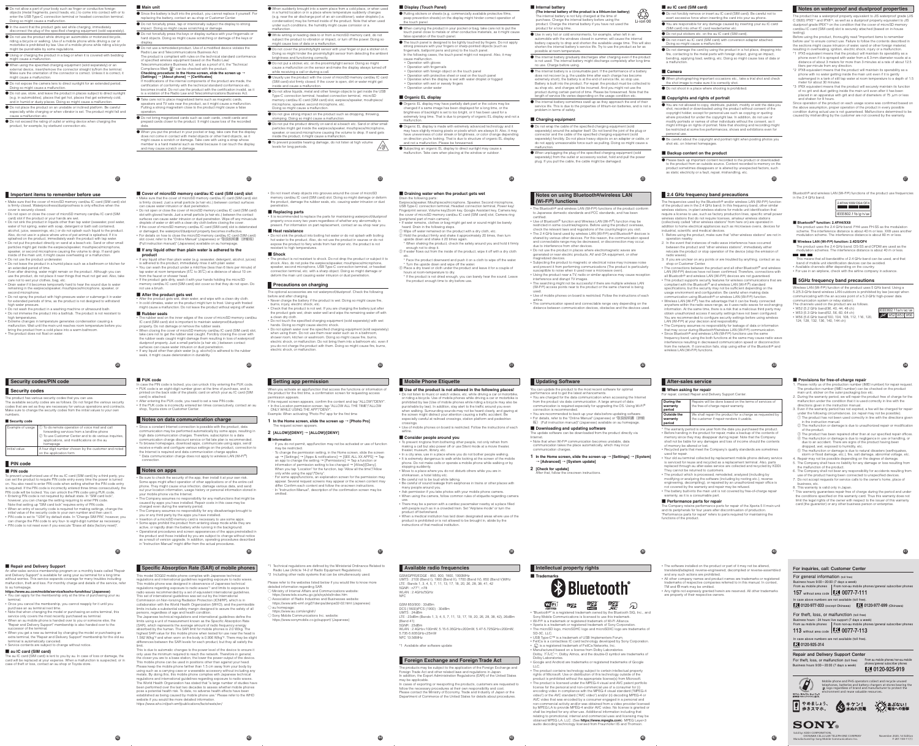- Do not allow a part of your body such as finger or conductive foreign objects (metal fragments, pencil leads, etc.) to come into contact with or to enter the USB Type-C connection terminal or headset connection terminal. Doing so might cause a malfunction.
- In the event that the product gets wet while charging, immediately disconnect the plug of the specified charging equipment (sold separately).
- Do not use the product while driving an automobile or motorized bicycle, riding a bicycle or walking. Use of a mobile phone while driving a car or motorbike is prohibited by law. Use of a mobile phone while riding a bicycle might be punishable by some regulations.
- Using or charging the product in a bag or when it is covered with bedding might cause a malfunction.
- When using the specified charging equipment (sold separately) or an external device, insert/remove the connector straight to/from the terminal. Make sure the orientation of the connector is correct. Unless it is correct, it might cause a malfunction.
- Do not expose the camera lens to direct sunlight for an extended period. Doing so might cause a malfunction.
- Do not use, store, and leave the product in places subject to direct sunlight (e.g. in automobiles), places that get hot, places that get extremely cold, and in humid or dusty places. Doing so might cause a malfunction.
- Do not place the product on an unstable or inclined platform. Be careful especially while charging or when vibrator is set. The product might fall and cause a malfunction etc.
- Do not exceed the rating of outlet or wiring device when charging the product, for example, by starburst connection etc.

■ Main unit

- Since the battery is built into the product, you cannot replace it yourself. For replacing the battery, contact an au shop or Customer Center.
- Do not forcefully press, tap or intentionally subject the display to strong impact. Doing so might cause scratching or damage.
- Do not forcefully press the keys or display surface with your fingernails or hard objects. Doing so might cause scratching or damage of the keys or display.
- Do not use a remodeled product. Use of a modified device violates the Radio Law and Telecommunications Business Act.
  The product is compliant with rules on the technical standard conformance of specified wireless equipment based on the Radio Law/ Telecommunications Business Act, and as a proof of it, the "Technical Compliance Mark" can be checked with the product.
  **Checking procedure: In the Home screen, slide the screen up → [Settings] → [About phone] → [Certificates]**
  If modifications of the internal components of the product are made, the certification of conformity with the technical standard conformance etc. becomes invalid. Do not use the product with the certification invalid, as it is a violation of the Radio Law and Telecommunications Business Act.
- Take care not to place magnetized items such as magnetic cards, speakers and TV sets near the product, as it might cause a malfunction. Putting a strong magnetism closer to the product might cause a false operation.
- Do not bring magnetized cards such as cash cards, credit cards and prepaid cards closer to the product. It might cause loss of the recorded data.
- When you put the product in your pocket or bag, take care that the display does not come in contact with metal objects or other hard objects, as it might cause a scratch or damage. Take care with using a strap whose member is a hard material such as metal because it can touch the display and may cause scratch or damage.
- When suddenly brought into a warm place from a cold place, or when used in a humid location or in a place where temperature suddenly changes (e.g. near the air discharge port of an air conditioner), water droplets (i.e. condensation) may be formed inside of the product. Note that when used under such conditions, the humidity might cause corrosion or a malfunction.
- While writing or reading data to or from a microSD memory card, do not subject the product to vibration or impact, or turn off the power. Doing so might cause loss of data or a malfunction.
- Do not cover the proximity/light sensor with your finger or put a sticker on it. Doing so might hinder the proximity/light sensor from detecting the ambient brightness and functioning correctly.
- Do not put a sticker, etc. on the proximity/light sensor. Doing so might cause a malfunction on the sensor and make the display always turned off while receiving a call or during a call.
- Usually use the product with the cover of microSD memory card/au IC card (SIM card) slot firmly closed. If the cover is open, dirt or water might get inside and cause a malfunction.
- Do not allow liquids, metal and other foreign objects to get inside the USB Type-C connection terminal, headset connection terminal, microSD memory card/au IC card (SIM card) slot, earpiece/speaker, mouthpiece/microphone, speaker, second microphone, etc. Doing so might cause a malfunction.
- Do not give strong impact on the product such as dropping, throwing, stamping. Doing so might cause a malfunction.
- Do not put the product directly on sand at a beach etc. Sand or other small particles might get inside the earpiece/speaker/mouthpiece/microphone, speaker, or second microphone causing the volume to drop. If sand gets inside the product, it might cause a malfunction.
- To prevent possible hearing damage, do not listen at high volume levels for long periods.

■ Display (Touch Panel)

- Putting stickers or sheets (e.g. commercially available protective films, peep prevention sheets) on the display might hinder correct operation of the touch panel.
- When carrying the product in your pocket or bag, take care not to put the touch panel close to metals or other conductive materials, as it might cause false operation of the touch panel.
- The touch panel is designed to be lightly touched by fingers. Do not apply strong pressure with your fingers or sharp-pointed objects (such as fingernails, ballpoint pens and pins) to the touch panel.
  In the following cases, the touch panel might not respond. Also, it may cause malfunction.
  ・Operation with gloves
  ・Operation with fingernails
  ・Operation with foreign object on the touch panel
  ・Operation with protective sheet or seal on the touch panel
  ・Operation when the display is wet with water droplet or fogged
  ・Operation with wet or sweaty fingers
  ・Operation under water

■ Organic EL display

- Organic EL display may have partially dark part or the colors may be changed if a same image has been displayed for a long time, or the brightness of backlight is set to too bright, or it has been used for a extremely long time. That is due to property of organic EL display and not a malfunction.
- Organic EL display is made with extremely advanced technology and it may have slightly missing dots or pixels which are always lit. Also, it may have unevenness of color shade or brightness, or color change depending on direction you're looking. That is due to structure of organic EL display and not a malfunction. Please be forewarned.
- Subjecting an organic EL display to direct sunlight may cause a malfunction. Take care when placing at the window or outdoor.

■ Internal battery

**(The internal battery of the product is a lithium-ion battery)**
The internal battery is not fully charged at the time of purchase. Charge the internal battery before using the product. Charge the internal battery if you have not used the product for a long time.

Li-ion 00

- Use in very hot or cold environments, for example, when left in an automobile with the windows closed in summer, will cause the internal battery capacity to drop and shorten the available usage time. This will also shorten the internal battery's service life. Try to use the product as far as possible at room temperature.
- The internal battery gradually discharges after charging even if the product is not used. The internal battery might discharge completely after long time no use. Charge before using.
- The internal battery is a consumable part. If the performance of a battery does not recover (e.g. the usable time after each charge has become extremely short), the battery is at the end of service life, so stop use. Battery is built into the product. For repair, the product will be collected to au shop etc. and charges will be incurred. And you might not use the product during certain period of time. Please be forewarned. Note that the length of service life varies depending on the usage condition etc.
- The internal battery sometimes swell up as they approach the end of their service life. This is due to the properties of lithium-ion batteries, and is not a problem in terms of safety.

■ Charging equipment

- Do not wrap the cable of the specified charging equipment (sold separately) around the adapter itself. Do not bend the joint of the plug or connector and the cable of the specified charging equipment (sold separately) forcibly. Do not place heavy objects on an adapter or cable, or do not apply unreasonable force such as pulling. Doing so might cause a malfunction.
- When unplugging the plug of the specified charging equipment (sold separately) from the outlet or accessory socket, hold and pull the power plug. If you pull the cable, the cable might be damaged.

■ au IC card (SIM card)

- Do not forcibly remove or insert an IC card (SIM card). Be careful not to exert excessive force when inserting the card into your au phone.
- You are responsible for any damage caused by inserting your au IC card (SIM card) into other IC card reader/writer etc.
- Do not put stickers etc. on the au IC card (SIM card).
- Do not insert an IC card (SIM card) with conversion adapter attached. Doing so might cause a malfunction.
- Do not damage the card by using the product in a hot place, dropping into fire, contacting to the metal parts with foreign object, giving an impact, bending, applying load, wetting, etc. Doing so might cause loss of data or a malfunction.

■ Camera

- When photographing important occasions etc., take a trial shot and check the shot image to make sure it is correctly shot.
- Do not shoot in a place where shooting is prohibited.

■ Copyrights and rights of portrait

- You are not allowed to copy, distribute, publish, modify or edit the data you shot, recorded or downloaded using the product without consent of the copyright holder, except for personal use such as copying or quoting where provided under the copyright law. In addition, do not use or modify portraits or names of other individuals without the consent, as it might infringe on rights of portrait. Note that shooting and recording might be restricted at some live performances, shows and exhibitions even for personal use.
- Be careful about the copyright and portrait right when posting photos you shot etc. on Internet homepages.

■ Backup content on the product

- Please back up important content recorded to the product or downloaded to the product from an outside source. Content recorded to memory on the product sometimes disappears or is altered by unexpected factors, such as static electricity or a fault, repair, mishandling, etc.

## Notes on waterproof and dustproof properties

The product has a waterproof property equivalent to JIS waterproof grade (JIS C 0920) IPX5*1 and IPX8*2, as well as a dustproof property equivalent to JIS dustproof grade IP6X*3 on the condition that the cover of microSD memory card/au IC card (SIM card) slot is securely attached (based on in-house testing).
Before using the product, thoroughly read "Important items to remember before use" to ensure correct use. Failure to follow the contents described in the sections might cause intrusion of water, sand or other foreign material, resulting in overheating, ignition, electric shock, injury or a malfunction.

*1 IPX5 equivalent means that the product will maintain its operability as a phone even if it is sprayed with water from a 6.3 mm diameter nozzle at a distance of about 3 meters for more than 3 minutes at a rate of about 12.5 liters per minute from any direction.
*2 IPX8 equivalent means that the product will maintain its operability as a phone with no water getting inside the main unit even if it is gently submerged in a tank of still tap water at room temperature to a depth of 1.5 meter for about 30 minutes.
*3 IP6X equivalent means that the product will securely maintain its function of no grit and dust getting inside the main unit even if the product has been placed in an apparatus with grit and dust of diameters of 75 μm or less and shaken for 8 hours.

Since operation of the product on each usage scene was confirmed based on the above assumption, proper operation of the product in every possible condition during actual use is not guaranteed. Malfunctions determined to be caused by misuse by the customer are not covered by the warranty.

## Important items to remember before use

- Make sure that the cover of microSD memory card/au IC card (SIM card) slot is firmly closed. Waterproofness/dustproofness is only effective when the cover is securely closed.
- Do not open or close the cover of microSD memory card/au IC card (SIM card) slot if the product or your hands are wet.
- Do not sink the product in liquids other than tap water (seawater, pool water, water of hot spring, water with soap, detergent or bath salt contained, alcohol, juice, seasonings, etc.) or do not splash such liquid to the product. Also, do not use in a place where unclear amount of water is splashed. If it is splashed on the product, immediately wash the product with tap water.
- Do not put the product directly on sand at a beach etc. Sand or other small particles might get inside the earpiece/speaker, mouthpiece/microphone, speaker, or second microphone causing the volume to drop. If sand gets inside of the main unit, it might cause overheating or a malfunction.
- Do not use the product underwater.
- Do not leave the product in a humid place such as a bathroom or kitchen for an extended period of time.
- Even after draining, water might remain on the product. Although you can use the product, do not place it near things that must not get wet. Also, take care not to wet your clothes, bag, etc.
- Drain water if it becomes temporarily hard to hear the sound due to water remaining in the earpiece/speaker/mouthpiece/microphone, speaker or second microphone.
- Do not spray the product with high-pressure water or submerge it in water for extended periods of time, as the product is not designed to withstand high water pressure.
- Do not wash the product in a washing machine or ultrasound bath.
- Do not immerse the product into a bathtub. The product is not resistant to high temperatures.
- Extreme changes in temperature generates condensation causing a malfunction. Leave the main unit somewhere room temperature before you bring the product from a cold place into a warm bathroom.
- The product does not float on water.

■ Cover of microSD memory card/au IC card (SIM card) slot

- Make sure that the cover of microSD memory card/au IC card (SIM card) slot is firmly closed. Just a small particle (a hair etc.) between contact surfaces can cause water intrusion or dust penetration.
- Do not open or close the cover of microSD memory card/au IC card (SIM card) slot with gloved hands. Just a small particle (a hair etc.) between the contact surfaces can cause water intrusion or dust penetration. Wipe off any minuscule droplets of water or dirt with a clean dry cloth before closing the cover.
- If the cover of microSD memory card/au IC card (SIM card) slot is deteriorated or damaged, the waterproof/dustproof property cannot be maintained.
- For details on how to close the cover of microSD memory card/au IC card (SIM card) slot, refer to the "Online Manual" (Japanese) or "取扱説明書 (詳細版) (Full instruction manual)" (Japanese) available on au homepage.

■ If any liquid other than plain water is adhered to the product

- If any liquid other than plain water (e.g. seawater, detergent, alcohol, juices) is adhered to the product, immediately rinse it with plain water.
- You can wash the product under a mild flow (less than 6 liters per minute) of tap water at room temperature (5°C to 35°C) at a distance of about 10 cm from the faucet or shower head.
- If the product gets dirty, wash it with your hands holding the microSD memory card/au IC card (SIM card) slot cover so that they do not open. Do not use a brush.

■ After the product gets wet

- After the product gets wet, drain water and wipe with a clean dry cloth.
- In cold climates, water on the product might turn to frost. Using with frosted might cause a malfunction. Do not leave the product without wiping off water.

■ Rubber seals

- The rubber seal on the inner edge of the cover of microSD memory card/au IC card (SIM card) slot is important to maintain waterproof/dustproof property. Do not damage or remove the rubber seal.
- When closing the cover of microSD memory card/au IC card (SIM card) slot, take care not to get the rubber seal caught. Forcibly closing the cover with the rubber seals caught might damage them resulting in loss of waterproof/dustproof property. Just a small particle (a hair etc.) between contact surfaces can cause water intrusion or dust penetration.
- If any liquid other than plain water (e.g. alcohol) is adhered to the rubber seals, it might cause deterioration in durability.
- Do not insert sharp objects into grooves around the cover of microSD memory card/au IC card (SIM card) slot. Doing so might damage or deform the product, damage the rubber seals, etc. causing water intrusion or dust penetration.

■ Replacing parts

- It is recommended to replace the parts for maintaining waterproof/dustproof property once every two years regardless of whether any abnormality is present. For information on part replacement, contact an au shop near you.

■ Heat resistance

- Do not sink the product into boiling hot water or do not splash with boiling hot water to the product. Also, do not use the product in a sauna or do not expose the product to fiery winds from hair dryer etc. the product is not resistant to high temperatures.

■ Shock

- The product is not resistant to shock. Do not drop the product or subject it to shock. Also, do not poke the earpiece/speaker/mouthpiece/microphone, speaker, second microphone, USB Type-C connection terminal, headset connection terminal, etc. with a sharp object. Doing so might damage or deform the main unit causing water intrusion or dust penetration.

## Precautions on charging

The optional accessories are not waterproof/dustproof. Check the following before and after charging.

- Never charge the battery if the product is wet. Doing so might cause fire, burns, injury, electric shock, etc.
- Check that the product is not wet. If you are charging the battery just after the product gets wet, drain water and wipe off water thoroughly with a clean dry cloth.
- Do not touch the specified charging equipment (sold separately) with wet hands. Doing so might cause electric shock.
- Do not splash water over the specified charging equipment (sold separately) when using them. Do not use the product in places such as a bathroom, shower room, kitchen or washroom. Doing so might cause fire, burns, electric shock, injury or malfunction. Do not bring them into a bathroom etc. even if you do not charge the product with them. Doing so might cause fire, burns, electric shock, or a malfunction.

■ Draining water when the product gets wet

Drain the following parts:
Earpiece/speaker, Mouthpiece/microphone, Speaker, Second microphone, USB Type-C connection terminal, Headset connection terminal, Power key/Fingerprint sensor, Volume key/Zoom key, Google Assistant key, Camera key (peripheral part of main camera)

- If water remains, clothes or bag might get wet or sound might be hardly heard. Drain in the following steps.

① Wipe off water remained on the product with a dry cloth, etc.
② Hold the product firmly and shake it approximately 20 times, then turn upside down and shake it 20 times again.
　* When shaking the product, check the safety around you and hold it firmly enough not to drop it.
③ If water flows out from the inside of the product, wipe it off with a dry cloth etc.
　* Face the product downward and push it on a cloth to wipe off the water.
　* Turn the upside down and wipe off the water.
④ Place a dry towel or cloth under the product and leave it for a couple of hours at room-temperature to dry.
　* If the product is not dried enough, you can barely hear the sound. Leave the product enough time to dry before use.

## Notes on using Bluetooth®/wireless LAN (Wi-Fi®) functions

- The Bluetooth® and wireless LAN (Wi-Fi®) functions of the product conform to Japanese domestic standards and FCC standards, and has been certified.
- Use of Bluetooth® function and Wireless LAN (Wi-Fi®) function may be restricted in some countries/regions. Before using the product overseas, check the relevant laws and regulations of the country/region you visit.
- The 2.4 GHz band used by wireless LAN (Wi-Fi®) and Bluetooth® devices is shared by various other devices. For this reason, the communication speed and connectable range may be decreased, or disconnection may occur due to interference from other devices.
- Do not use the product in places where electromagnetic waves are generated or near electric products, AV and OA equipment, or other magnetized devices.
- Subjecting the product to magnetic or electrical noise may increase noise and prevent it from performing communications (The product is particularly susceptible to noise when it used near a microwave oven).
- Using the product near a TV, radio or similar appliance may cause reception interference and disrupt TV images.
- The searching might not be successful if there are multiple wireless LAN (Wi-Fi®) access points near to the product or the same channel is being used.
- Use of mobile phones on board is restricted. Follow the instructions of each airline.
- The communication speed and connectable range vary depending on the distance between communication devices, obstacles and the devices used.

## 2.4 GHz frequency band precautions

The frequencies used by the Bluetooth® and/or wireless LAN (Wi-Fi®) function of the product are in the 2.4 GHz band. In this frequency band, other similar wireless stations, in-plant wireless stations for mobile unit identification that require a license to use, such as factory production lines, specific small power wireless stations that do not require licenses, amateur wireless stations (collectively called "other wireless stations" from here on) are operated in addition to home electrical appliances such as microwave ovens, devices for industrial, scientific and medical devices.

1. Before using the product, make sure that "other wireless stations" are not in operation nearby.
2. In the event that instances of radio wave interference have occurred between the product and "other wireless stations", immediately either relocate the product or stop operation of the device (stop the emission of radio waves).
3. If you are unclear on any points or are troubled by anything, contact an au shop or Customer Center.

- The connections between the product and all other Bluetooth® and wireless LAN (Wi-Fi®) devices have not been confirmed. Therefore, connections with all Bluetooth® and wireless LAN (Wi-Fi®) devices are not guaranteed.
- This product supports security features for wireless communications that are compliant with the Bluetooth® and wireless LAN (Wi-Fi®) standard specifications, but the security may not be sufficient depending on the usage environment and configuration. Be careful when making data communication using the Bluetooth® or wireless LAN (Wi-Fi®) function.
- Wireless LAN (Wi-Fi®) has the advantage that it can be freely connected anywhere within the radio wave range, as it uses radio waves for exchanging information. At the same time, there is a risk that a malicious third party may obtain unauthorized access if security settings have not been configured. You are recommended to configure security settings before using wireless LAN (Wi-Fi®) at your discretion and responsibility.
- The Company assumes no responsibility for leakage of data or information that may occur during Bluetooth®/wireless LAN (Wi-Fi®) communication.
- Since Bluetooth® and wireless LAN (Wi-Fi®) functions use the same frequency band, using the both functions at the same may cause radio wave interference resulting in decreased communication speed or disconnection from the network. If connection fails, stop using either of the Bluetooth® and wireless LAN (Wi-Fi®) functions.

Bluetooth® and wireless LAN (Wi-Fi®) functions of the product use frequencies in the 2.4 GHz band.

2.4FH4/XX8/DS4/OF4
IEEE802.11b/g/n/ax

■ Bluetooth® function: 2.4FH4/XX8

The product uses the 2.4 GHz band. FH4 uses FH-SS as the modulation scheme. The interference distance is about 40 m or less. XX8 uses another modulation scheme. The interference distance is about 80 m or less.

■ Wireless LAN (Wi-Fi®) function: 2.4DS/OF4

The product uses the 2.4 GHz band. DS-SS and OFDM are used as the modulation schemes. The interference distance is about 40 m or less.

The means that all bandwidths of 2.4 GHz band can be used, and that band of mobile unit identification devices can be avoided.

- Available channels differ depending on the country.
- For use in an airplane, check with the airline company in advance.

■ 5GHz frequency band precautions

Wireless LAN (Wi-Fi®) function of the product uses 5 GHz band. Using a 5.2/5.3-GHz-band wireless LAN outdoors is prohibited by law (except when communicating with the access point of a 5.2-GHz high-power data communication system or relay station).
The channels used on the product are as follows.
・W52 (5.2 GHz band)36, 40, 44, 48 ch
・W53 (5.3 GHz band)52, 56, 60, 64 ch
・W56 (5.6 GHz band)100, 104, 108, 112, 116, 120, 124, 128, 132, 136, 140, 144 ch

IEEE802.11a/n/ac/ax
W52 W53 W56

## Security codes/PIN code

### Security codes

The product has various security codes that you can use.
The available security codes are as follows. Do not forget the various security codes that are set as they are necessary for various operations and contracts. Make sure to change the security codes from the initial values to your own numbers.

■ Security code

| | |
|---|---|
| Example of usage | ① To do remote operation of voice mail and call forwarding services from a landline phone ② To use Customer Center and to do various inquiries, applications, and modifications on the au homepage |
| Initial value | A four digit number chosen by the customer and noted on the application form. |

### PIN code

■ PIN code

To prevent unauthorized use of the au IC card (SIM card) by a third party, you can set the product to require PIN code entry every time the power is turned on. You also need to enter PIN code when setting whether the PIN code entry is required. If the PIN code is incorrectly entered three times consecutively, the PIN code will be locked. You can unlock the PIN code using PUK code.

- Entering PIN code is not required by default state. In "SIM card lock" however, you can change the setting requiring to enter PIN code. Note that setting up "SIM card lock" requires entry of PIN code.
- When an entry of security code is required for making settings, change the initial value of the security code to your own number and then use it.
- PIN code is set to "1234" by default state. In "Change SIM PIN", however, you can change the PIN code to any four- to eight-digit number as necessary.
- PIN code is not reset even if you execute "Erase all data (factory reset)".

■ PUK code

In case the PIN code is locked, you can unlock it by entering the PUK code.

- PUK code is an eight-digit number given at the time of purchase, and is printed on the back side of the plastic card on which your au IC card (SIM card) is attached.
- After entering the PUK code, you need to set a new PIN code.
- If the PUK code is incorrectly entered ten times consecutively, contact an au shop, Toyota store or Customer Center.

## Notes on data communication charge

- Since a constant Internet connection is possible with the product, data communication may be performed automatically by some apps, resulting in high data communication charges. Therefore, subscription to a data communication charge discount service or flat rate plan is recommended.
- To browse homepages, download apps, communicate using apps, send and receive e-mails and configure various settings on the product, connection to the Internet is required and data communication charges* apply.
  * Data communication charge does not apply to wireless LAN (Wi-Fi®) connection.

## Notes on apps

- Be sure to check the security of the app, then install it at your own risk. Some apps might affect operation of other applications or of the entire cell phone. They might cause virus infection, damage various data, and send out your location information, usage history or personal information stored in your mobile phone via the Internet.
- The Company assumes no responsibility for any malfunctions that might be caused by apps you have installed. Repair costs in this case may be charged even during the warranty period.
- The Company assumes no responsibility for any disadvantage brought to you or any third party by the apps you have installed.
- Insertion of a microSD memory card is necessary to use some apps.
- Some apps prohibit the product from entering sleep mode while they are active, or rapidly drain the battery while running in the background.
- Operational procedures and screen appearances of the apps preinstalled in the product and those installed by you are subject to change without notice as a result of version upgrade. In addition, operating procedures described in "Instruction Manual" might differ from the actual procedures.

## Setting app permission

When you activate an application that accesses the functions or information of the product for the first time, a confirmation screen for requesting access permission appears.
If the request screen appears, confirm the content and tap "ALLOW"/"DENY".

- In the Location permission screen, tap "ALLOW ALL THE TIME"/"ALLOW ONLY WHILE USING THE APP"/"DENY".

Example: When activating "Photo Pro" app for the first time

**1** **In the Home screen, slide the screen up → [Photo Pro]**
The request screen appears.

**2** **[ALLOW]/[DENY] → [ALLOW]/[DENY]**

■ Information

If you do not permit, application may not be activated or use of function may be restricted.
To change the permission setting, in the Home screen, slide the screen up → [Settings] → [Apps & notifications] → [SEE ALL XX APPS] → Tap an app to change the setting → [Permissions] → Tap a function or information of permission setting to be changed → [Allow]/[Deny].
When you tap "Location" for the function, tap "Allow all the time"/"Allow only while using the app"/"Deny".
For some applications, an explanation screen for the permission may appear. Several request screens may appear or the screen content may differ. Confirm each content and follow the onscreen instructions.
In "Instruction Manual", description of the confirmation screen may be omitted.

## Mobile Phone Etiquette

■ Use of the product is not allowed in the following places!

- Do not listen to music or watch videos, etc. while driving a car or motorbike, or riding a bicycle. Use of mobile phones while driving a car or motorbike is prohibited by law (Use of mobile phones while riding a bicycle may also be punishable by law). In addition, stay alert to the traffic around you even when walking. Surrounding sounds may not be heard clearly, and gazing at the screen might distract your attention causing a traffic accident. Be especially careful at railroad crossings, station platform and pedestrian crossings.
- Use of mobile phones on board is restricted. Follow the instructions of each airline.

■ Consider people around you

- To prevent ringtone from bothering other people, not only refrain from making a call but also power off or use Silent mode at a movie theater, theater, museum, library, etc.
- In a city area, use in a place where you do not bother people walking.
- It is extremely dangerous to walk while looking at the screen of the mobile phone. Do not make calls or operate a mobile phone while walking or by stopping suddenly.
- Move to a place where you do not disturb others while you are in shinkansen, a hotel lobby etc.
- Be careful not to be loud while talking.
- Be careful of sound leakage from earphones in trains or other places with many people around you.
- Ask permission if you take photos with your mobile phone camera.
- When using the camera, follow common rules of etiquette regarding camera use.
- There may be a person with a cardiac pacemaker nearby at a place filled with people such as in a crowded train. Set "Airplane mode" or turn the product off beforehand.
- When a medical institution has laid down designated areas where use of the product is prohibited or is not allowed to be brought in, abide by the instructions of that medical institution.

## Updating Software

You can update the product to the most recent software for optimal performance and to get the latest enhancements.

- You are charged for the data communication when accessing the Internet from the product via data communication. A large amount of data communication is required especially for upgrading the OS. Using Wi-Fi® connection is recommended.
- You are recommended to back up your data before updating software.
- For details, refer to the "Online Manual" (Japanese) or "取扱説明書 (詳細版) (Full instruction manual)" (Japanese) available on au homepage.

■ Downloading and updating software

The update software can be downloaded from the product directly via Internet.

- Note that when Wi-Fi communication becomes usable, data communication takes the place automatically, which may incur communication charges.

**1** **In the Home screen, slide the screen up → [Settings] → [System] → [Advanced] → [System update]**

**2** **[Check for update]**
After that, follow the onscreen instructions.

## After-sale service

■ When asking for repair

For repair, contact Repair and Delivery Support Center.

| | |
|---|---|
| During the warranty period | Repairs will be done based on the terms of services of the free-of-charge repair warranty. |
| Outside the warranty period | We shall repair the product for a charge as requested by the customer if repair makes it usable. |

* The warranty period is one year from the date you purchased the product.

- Before handing in the product for repair, make a backup of the contents of memory since they may disappear during repair. Note that the Company shall not be liable for any damages and loss of income should the contents of memory be altered or lost.
- Recycled parts that meet the Company's quality standards are sometimes used for repair.
- Your old au terminal collected by replacement mobile phone delivery service is serviced for reuse and recycled as a replacement terminal. Also, parts replaced through au after-sales service are collected and recycled by KDDI. They cannot be returned to customers.
- The product which is processed, remodeled, analyzed (including by modifying or analyzing the software (including by rooting etc.), reverse engineering, decompiling), or repaired by an unauthorized repair office is not covered by warranty and repair may be refused.
- The battery built into the main unit is not covered by free-of-charge repair warranty, as it is a consumable part.

■ Performance parts for repair

The Company retains performance parts for repair of the Xperia 5 II main unit and its peripherals for four years after discontinuation of production. "Performance parts for repair" refers to parts required for maintaining the functions of the product.

■ Provisions for free-of-charge repair

1. Please notify us of the production number (IMEI number) for repair request. The production number (IMEI number) can be checked on the product main unit, sticker on the outer packaging box etc.
2. During the warranty period, we will repair the product free of charge for the malfunction under the condition that it is used correctly in line with the directions given in the instruction manual.
3. Even if the warranty period has not expired, a fee will be charged for repair under the following circumstances. (or repair may not be possible).
   ① The product has not been used correctly in line with the directions given in the instruction manual.
   ② The malfunction or damage is due to unauthorized repair or modification of the product.
   ③ The product has been repaired other than at our specified repair office.
   ④ The malfunction or damage is due to negligence in use or handling, or due to an accident. There are signs of the product having been dropped, wet, exposed to humidity, etc.
   ⑤ The malfunction or damage is due to natural disasters (earthquakes, storm or flood damage, etc.), fire, salt damage, abnormal voltage, etc.
4. Repair may not be possible depending on the degree of damage.
5. The Company shall have no liability for any damage or loss resulting from use of the product during repair.
6. The Company shall not bear any responsibility for accidents resulting from use of the product having been connected to unspecified devices.
7. Do not accept requests for service calls to the owner's home, place of business, etc.
8. This warranty is valid only in Japan.

* This warranty guarantees repair free of charge during the period and under the conditions specified in the warranty card. Thus this warranty does not limit the legal rights of the owner with respect to the issuer of this warranty card (the guarantor) or any other business person or enterprise.

■ Repair and Delivery Support

An after-sales service membership program on a monthly basis called "Repair and Delivery Support" is available for using your au terminal for a long time without worries. This service expands coverage for many troubles including malfunction, theft and loss. For monthly charge and details of the service, refer to au homepage.
**https://www.au.com/mobile/service/kosho-funshitsu/ (Japanese)**

- You can apply for the membership only at the time of purchasing your au terminal.
- Once you cancel the membership, you cannot reapply for it until you purchase an au terminal next time.
- Note that when changing the model or purchasing an extra terminal, this service only covers the most recently purchased au terminal.
- When an au mobile phone is handed over to another person, the "Repair and Delivery Support" membership is also handed over to the successor of the terminal.
- When you get a new au terminal by changing the model or purchasing an extra terminal, the "Repair and Delivery Support" membership for the old au terminal is automatically cancelled.
- Service contents are subject to change without notice.

■ au IC card (SIM card)

The au IC card (SIM card) is lent to you by au. In case of loss or damage, the card will be replaced at your expense. When a malfunction is suspected, or in case of theft or loss, contact an au shop or Toyota store.

## Specific Absorption Rate (SAR) of mobile phones

This model SOG02 mobile phone complies with Japanese technical regulations and international guidelines regarding exposure to radio waves.
This mobile phone was designed in observance of Japanese technical regulations regarding exposure to radio waves*1 and limits to exposure to radio waves recommended by a set of equivalent international guidelines. This set of international guidelines was set out by the International Commission on Non-Ionizing Radiation Protection (ICNIRP), which is in collaboration with the World Health Organization (WHO), and the permissible limits include a substantial safety margin designed to assure the safety of all persons, regardless of age and health condition.
The Japanese technical regulations and international guidelines define the limits using a unit of measurement known as the Specific Absorption Rate (SAR), which represents the average amount of radio frequency energy absorbed by the human. The SAR limit for mobile phones is 2.0 W/kg. The highest SAR value for this mobile phone when tested for use near the head is 1.582 W/kg*2 and when worn on the body is 0.806 W/kg*2. There may be slight differences between the SAR levels for each product, but they all satisfy the limit.
This is due to automatic changes to the power level of the device to ensure it only uses the minimum required to reach the network. Therefore in general, the closer you are to a base station, the lower the power output of the device.
This mobile phone can be used in positions other than against your head. Please keep the mobile phone farther than 1.5 cm away from your body by using such as a carrying case or a wearable accessory without including any metals. By doing this, this mobile phone complies with Japanese technical regulations and international guidelines regarding exposure to radio waves.
The World Health Organization has stated that "a large number of studies have been performed over the last two decades to assess whether mobile phones pose a potential health risk. To date, no adverse health effects have been established as being caused by mobile phone use." Please refer to the WHO website if you would like more detailed information.
https://www.who.int/peh-emf/publications/factsheets/en/

*1 Technical regulations are defined by the Ministerial Ordinance Related to Radio Law (Article 14-2 of Radio Equipment Regulations).
*2 Including other radio systems that can be simultaneously used.

Please refer to the websites listed below if you would like to obtain more detailed information regarding SAR.
○ Ministry of Internal Affairs and Communications website:
https://www.tele.soumu.go.jp/e/sys/ele/index.htm
○ Association of Radio Industries and Businesses website:
https://www.arib-emf.org/01denpa/denpa02-02.html (Japanese)
○ au homepage:
https://www.au.com/english/
○ Sony Mobile Communications Inc. website:
https://www.sonymobile.co.jp/support/ (Japanese)

## Available radio frequencies

GSM/GPRS/EDGE : 850, 900, 1800, 1900MHz
UMTS : 2100 (Band I), 1900 (Band II), 1700 (Band IV), 850 (Band V)MHz
LTE : Bands 1, 3, 4, 5, 7, 11, 13, 17, 18, 20, 26, 28, 38, 41, 42
5GNR : n77*1, n78
WLAN : 2.4GHz/5GHz
NFC

GSM 850/900 : 33dBm
DCS (1800)/PCS (1900) : 30dBm
UMTS : 24dBm
LTE : 23dBm (Bands 1, 3, 4, 5, 7, 11, 13, 17, 18, 20, 26, 28, 38, 42), 26dBm (Band 41)
5GNR : 23dBm
WLAN : 2.4GHz<100mW, 5.15-5.35GHz<200mW, 5.47-5.725GHz<200mW, 5.735-5.835GHz<25mW
NFC : 13.56MHz

*1 : Available after software update

## Foreign Exchange and Foreign Trade Act

The products may be subject to the application of the Foreign Exchange and Foreign Trade Act and other related laws and regulations in Japan. In addition, the Export Administration Regulations (EAR) of the United States may be applicable.
In cases of exporting or reexporting the products, customers are requested to follow the necessary procedures at their own responsibility and cost. Please contact the Ministry of Economy, Trade and Industry of Japan or the Department of Commerce of the United States for details about procedures.

## Intellectual property rights

■ Trademarks

- "Bluetooth®" is a registered trademark owned by the Bluetooth SIG, Inc., and Sony Mobile Communications is licensed to use this trademark.
- Wi-Fi® is a trademark or registered trademark of Wi-Fi Alliance.
- Xperia is a trademark or registered trademark of Sony Corporation.
- The microSD logo, microSDHC logo and microSDXC logo are trademarks of SD-3C, LLC.
- USB Type-C™ is a trademark of USB Implementers Forum.
- FeliCa is a contactless IC card technology developed by Sony Corporation.
- FeliCa mark is a registered trademark of FeliCa Networks, Inc.
- Manufactured based on a license from Dolby Laboratories. Dolby, ドルビー, Dolby Atmos, and the double-D symbol are trademarks of Dolby Laboratories.
- Google and Android are trademarks or registered trademarks of Google LLC.
- The product contains technology subject to certain intellectual property rights of Microsoft. Use or distribution of this technology outside of the product is prohibited without the appropriate license(s) from Microsoft.
- The product is licensed under the MPEG-4 visual and AVC patent portfolio license for the personal and non-commercial use of a consumer for (i) encoding video in compliance with the MPEG-4 visual standard ("MPEG-4 video") or the AVC standard ("AVC video") and/or (ii) decoding MPEG-4 or AVC video that was encoded by a consumer engaged in a personal and non-commercial activity and/or was obtained from a video provider licensed by MPEG LA to provide MPEG-4 and/or AVC video. No license is granted or shall be implied for any other use. Additional information including that relating to promotional, internal and commercial uses and licensing may be obtained MPEG LA, LLC. (See **https://www.mpegla.com**). MPEG Layer-3 audio decoding technology licensed from Fraunhofer IIS and Thomson.
- The software installed on the product or part of it may not be altered, translated/adapted, reverse-engineered, decompiled or reverse-assembled and any such actions are prohibited.
- All other company names and product names are trademarks or registered trademarks of respective companies referred to in this manual. In content, TM and ® mark may be omitted.
- Any rights not expressly granted herein are reserved. All other trademarks are property of their respective owners.

## For inquiries, call: Customer Center

**For general information** (toll free)
Business hours 9:00 – 20:00 (7 days a week)

| From au mobile phones | From non-au mobile phones/general subscriber phones |
|---|---|
| 157 without area code | 0077-7-111 |

In case above numbers are not available (toll free).
0120-977-033 (except Okinawa) | 0120-977-699 (Okinawa)

**For theft, loss, or malfunction** (toll free)
Business hours : 24 hours (7 days a week)

| From au mobile phones | From non-au mobile phones/general subscriber phones |
|---|---|
| 113 without area code | 0077-7-113 |

In case above numbers are not available (toll free).
0120-925-314

**Repair and Delivery Support Center**
For theft, loss, or malfunction (toll free)
Business hours 9:00 – 20:00 (7 days a week)
From au mobile phones/non-au mobile phones/general subscriber phones
0120-925-919

Mobile phone and PHS operators collect and recycle unused telephones, batteries and battery chargers at stores bearing the logo regardless of brand and manufacturer to protect the environment and reuse valuable resources.

やめましょう、歩きスマホ。　キケン！ぬれた充電　あぶない！電池への衝撃

SONY

Sold by: KDDI CORPORATION, OKINAWA CELLULAR TELEPHONE COMPANY
Manufactured by: Sony Mobile Communications Inc.
November 2020, 1st Edition
F-201-100-11(1)